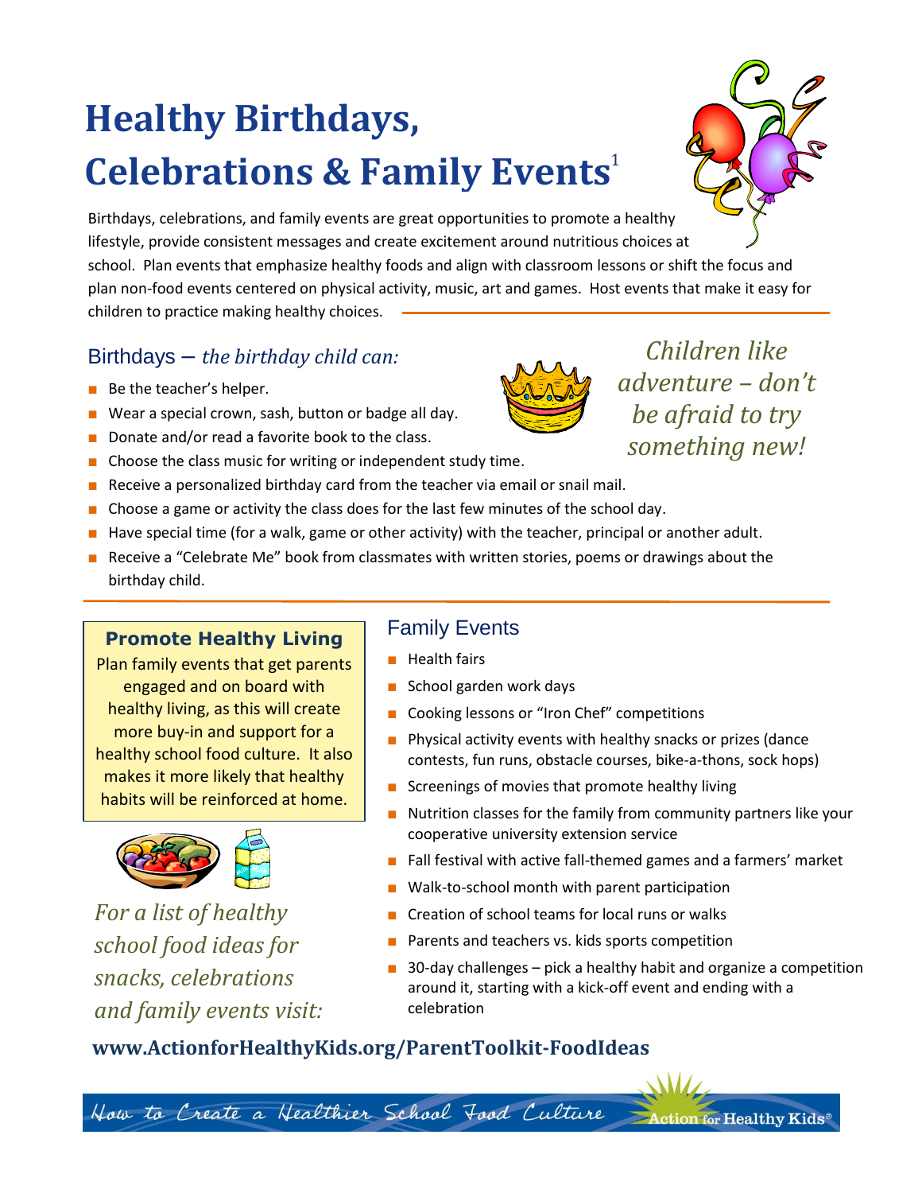# Healthy Birthdays, Celebrations & Family Events[1]

Birthdays, celebrations, and family events are great opportunities to promote a healthy lifestyle, provide consistent messages and create excitement around nutritious choices at school. Plan events that emphasize healthy foods and align with classroom lessons or shift the focus and plan non-food events centered on physical activity, music, art and games. Host events that make it easy for children to practice making healthy choices.

## Birthdays – *the birthday child can:*

*Children like adventure – don't be afraid to try something new!*

- Be the teacher's helper.
- Wear a special crown, sash, button or badge all day.
- Donate and/or read a favorite book to the class.
- Choose the class music for writing or independent study time.
- Receive a personalized birthday card from the teacher via email or snail mail.
- Choose a game or activity the class does for the last few minutes of the school day.
- Have special time (for a walk, game or other activity) with the teacher, principal or another adult.
- Receive a "Celebrate Me" book from classmates with written stories, poems or drawings about the birthday child.

### Promote Healthy Living

Plan family events that get parents engaged and on board with healthy living, as this will create more buy-in and support for a healthy school food culture. It also makes it more likely that healthy habits will be reinforced at home.

## Family Events

- Health fairs
- School garden work days
- Cooking lessons or "Iron Chef" competitions
- Physical activity events with healthy snacks or prizes (dance contests, fun runs, obstacle courses, bike-a-thons, sock hops)
- Screenings of movies that promote healthy living
- Nutrition classes for the family from community partners like your cooperative university extension service
- Fall festival with active fall-themed games and a farmers' market
- Walk-to-school month with parent participation
- Creation of school teams for local runs or walks
- Parents and teachers vs. kids sports competition
- 30-day challenges – pick a healthy habit and organize a competition around it, starting with a kick-off event and ending with a celebration

*For a list of healthy school food ideas for snacks, celebrations and family events visit:*

**www.ActionforHealthyKids.org/ParentToolkit-FoodIdeas**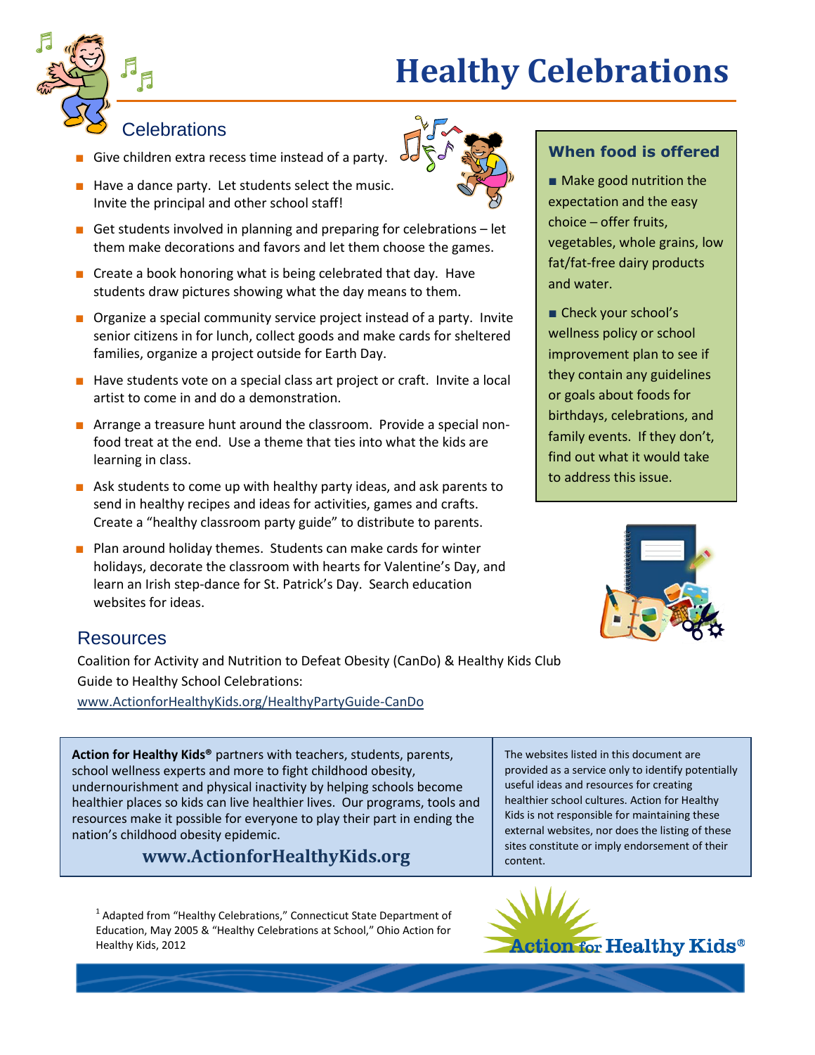# Healthy Celebrations

## Celebrations

- Give children extra recess time instead of a party.
- Have a dance party. Let students select the music. Invite the principal and other school staff!
- Get students involved in planning and preparing for celebrations – let them make decorations and favors and let them choose the games.
- Create a book honoring what is being celebrated that day. Have students draw pictures showing what the day means to them.
- Organize a special community service project instead of a party. Invite senior citizens in for lunch, collect goods and make cards for sheltered families, organize a project outside for Earth Day.
- Have students vote on a special class art project or craft. Invite a local artist to come in and do a demonstration.
- Arrange a treasure hunt around the classroom. Provide a special non-food treat at the end. Use a theme that ties into what the kids are learning in class.
- Ask students to come up with healthy party ideas, and ask parents to send in healthy recipes and ideas for activities, games and crafts. Create a "healthy classroom party guide" to distribute to parents.
- Plan around holiday themes. Students can make cards for winter holidays, decorate the classroom with hearts for Valentine's Day, and learn an Irish step-dance for St. Patrick's Day. Search education websites for ideas.

### When food is offered

- Make good nutrition the expectation and the easy choice – offer fruits, vegetables, whole grains, low fat/fat-free dairy products and water.
- Check your school's wellness policy or school improvement plan to see if they contain any guidelines or goals about foods for birthdays, celebrations, and family events. If they don't, find out what it would take to address this issue.

## Resources

Coalition for Activity and Nutrition to Defeat Obesity (CanDo) & Healthy Kids Club Guide to Healthy School Celebrations:
www.ActionforHealthyKids.org/HealthyPartyGuide-CanDo

**Action for Healthy Kids®** partners with teachers, students, parents, school wellness experts and more to fight childhood obesity, undernourishment and physical inactivity by helping schools become healthier places so kids can live healthier lives. Our programs, tools and resources make it possible for everyone to play their part in ending the nation's childhood obesity epidemic.

**www.ActionforHealthyKids.org**

The websites listed in this document are provided as a service only to identify potentially useful ideas and resources for creating healthier school cultures. Action for Healthy Kids is not responsible for maintaining these external websites, nor does the listing of these sites constitute or imply endorsement of their content.

[1] Adapted from "Healthy Celebrations," Connecticut State Department of Education, May 2005 & "Healthy Celebrations at School," Ohio Action for Healthy Kids, 2012

Action for Healthy Kids®